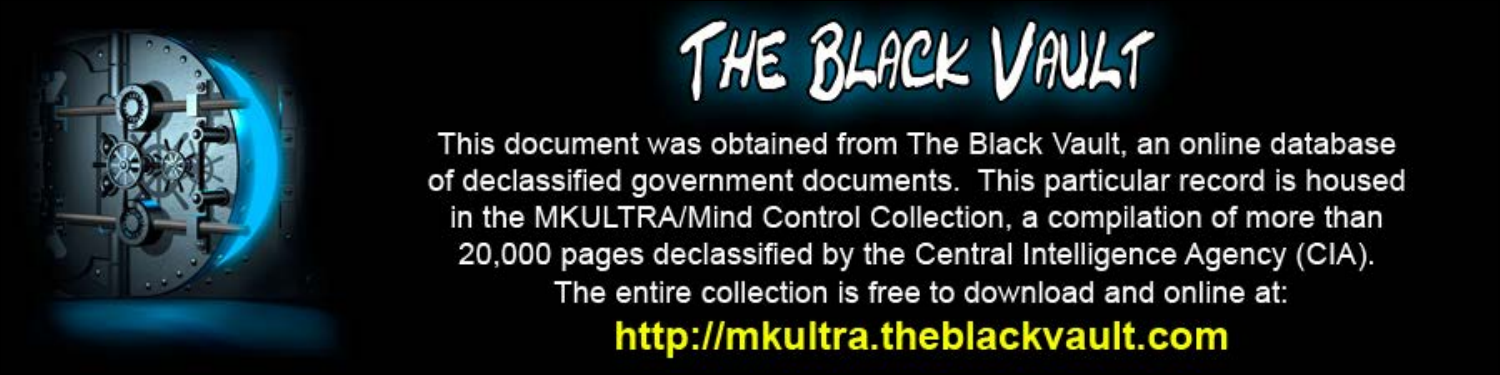# THE BLACK VAULT

This document was obtained from The Black Vault, an online database of declassified government documents. This particular record is housed in the MKULTRA/Mind Control Collection, a compilation of more than 20,000 pages declassified by the Central Intelligence Agency (CIA). The entire collection is free to download and online at:

**http://mkultra.theblackvault.com**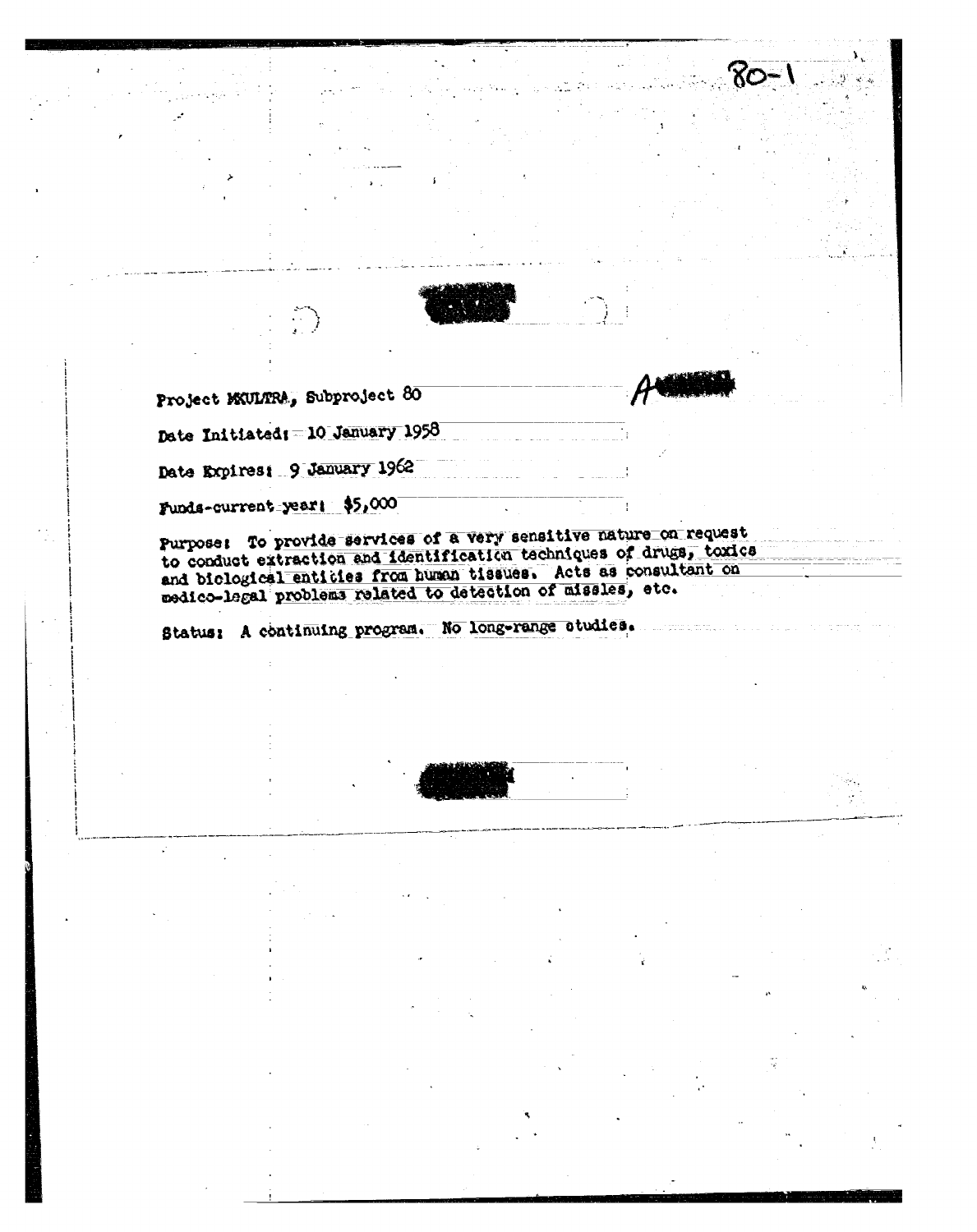80-1

Project MKULTRA, Subproject 80

Date Initiated: 10 January 1958

Date Expires: 9 January 1962

Funds-current year: $5,000

Purpose: To provide services of a very sensitive nature on request to conduct extraction and identification techniques of drugs, toxics and biological entities from human tissues. Acts as consultant on medico-legal problems related to detection of missles, etc.

Status: A continuing program. No long-range studies.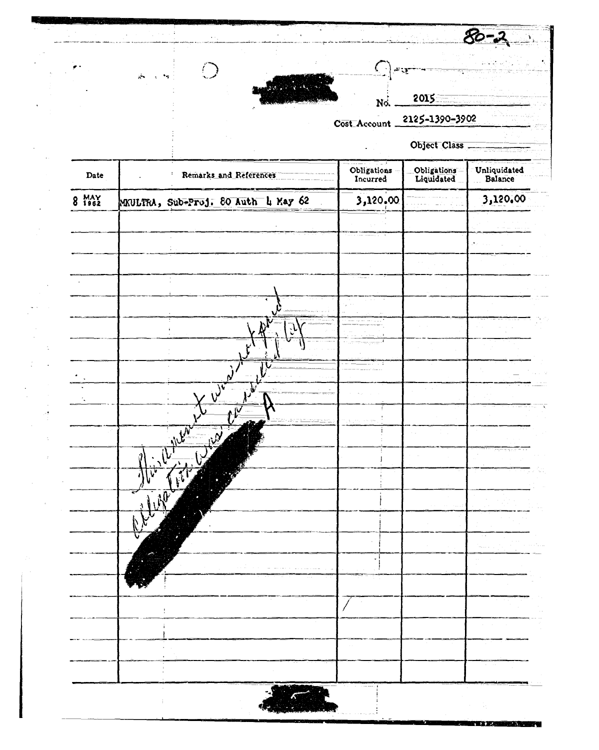80-2

No. 2015

Cost Account 2125-1390-3902

Object Class

| Date | Remarks and References | Obligations Incurred | Obligations Liquidated | Unliquidated Balance |
|---|---|---|---|---|
| 8 MAY 1962 | MKULTRA, Sub-Proj. 80 Auth 4 May 62 | 3,120.00 | | 3,120.00 |

This amount was not paid
Obligation was cancelled by
A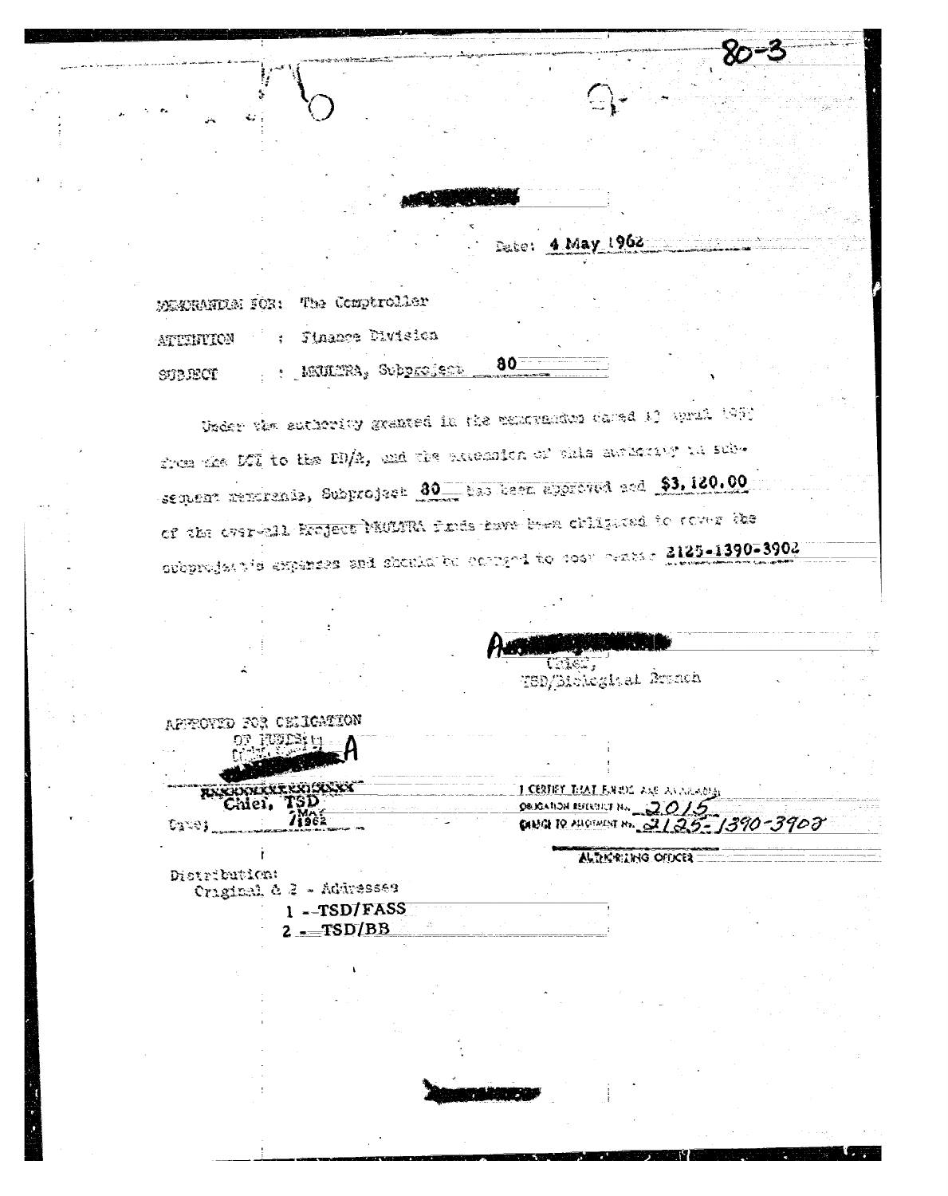80-3

Date: 4 May 1962

MEMORANDUM FOR: The Comptroller

ATTENTION : Finance Division

SUBJECT : MKULTRA, Subproject 80

Under the authority granted in the memorandum dated 13 April 1953 from the DCI to the DD/A, and the extension of this authority in subsequent memoranda, Subproject 80 has been approved and $3,120.00 of the over-all Project MKULTRA funds have been obligated to cover the subproject's expenses and should be charged to cost center 2125-1390-3902

Chief,
TSD/Biological Branch

APPROVED FOR OBLIGATION
OF FUNDS:

Chief, TSD

Date: 7 MAY 1962

I CERTIFY THAT FUNDS ARE AVAILABLE
OBLIGATION REFERENCE No. 2015
CHARGE TO ALLOTMENT No. 2125-1390-3902

AUTHORIZING OFFICER

Distribution:
Original & 2 - Addressee
1 - TSD/FASS
2 - TSD/BB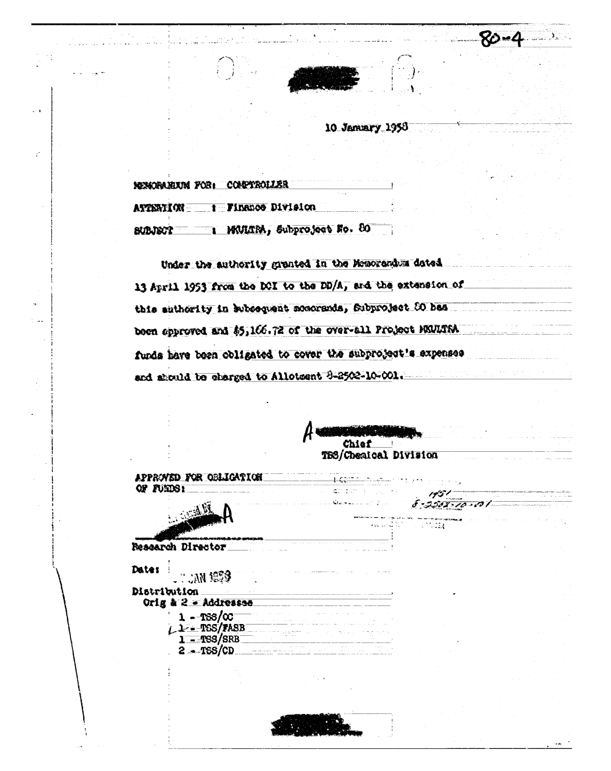80-4

10 January 1958

MEMORANDUM FOR: COMPTROLLER

ATTENTION : Finance Division

SUBJECT : MKULTRA, Subproject No. 80

Under the authority granted in the Memorandum dated 13 April 1953 from the DCI to the DD/A, and the extension of this authority in subsequent memoranda, Subproject 80 has been approved and $5,166.72 of the over-all Project MKULTRA funds have been obligated to cover the subproject's expenses and should be charged to Allotment 8-2502-10-001.

A
Chief
TSS/Chemical Division

APPROVED FOR OBLIGATION
OF FUNDS:

A

Research Director

1451
8-2502-10-001

Date: JAN 1958

Distribution
Orig & 2 - Addressee
1 - TSS/CC
1 - TSS/FASB
1 - TSS/SRB
2 - TSS/CD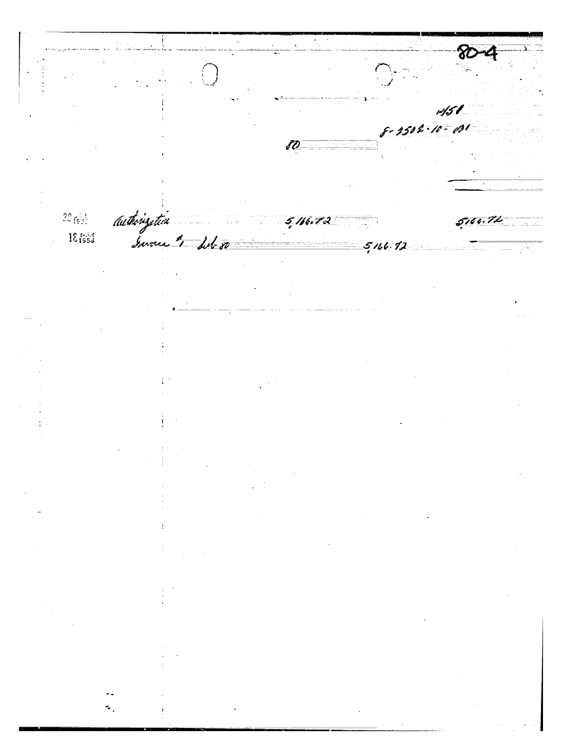80-4

451

8-3502-10-101

80

| | | | | |
|---|---|---|---|---|
| 29 Feb 1953 | Authorization | 5,166.72 | | 5,166.72 |
| 18 Mar 1953 | Invoice #1 Sub 80 | | 5,166.72 | — |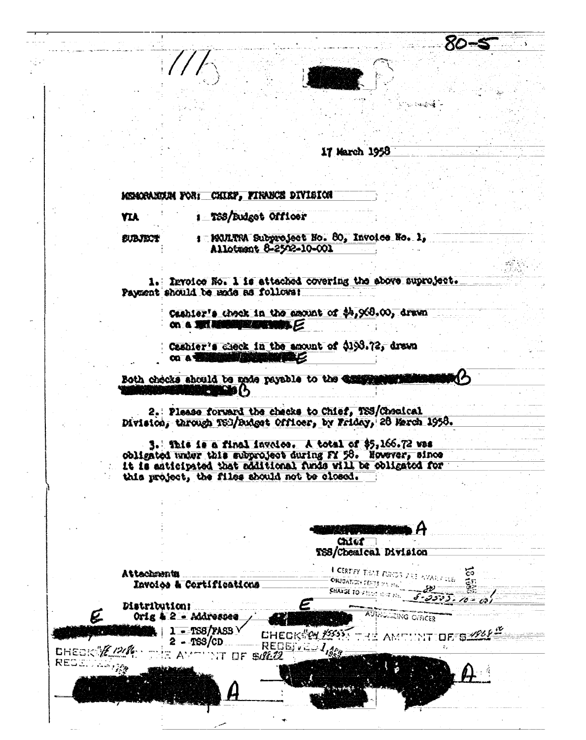80-5

///

17 March 1958

MEMORANDUM FOR: CHIEF, FINANCE DIVISION

VIA : TSS/Budget Officer

SUBJECT : MKULTRA Subproject No. 80, Invoice No. 1, Allotment 8-2502-10-001

1. Invoice No. 1 is attached covering the above suproject. Payment should be made as follows:

Cashier's check in the amount of $4,968.00, drawn on a ████████ E

Cashier's check in the amount of $198.72, drawn on a ████████ E

Both checks should be made payable to the ████████ B ████████ B

2. Please forward the checks to Chief, TSS/Chemical Division, through TSS/Budget Officer, by Friday, 28 March 1958.

3. This is a final invoice. A total of $5,166.72 was obligated under this subproject during FY 58. However, since it is anticipated that additional funds will be obligated for this project, the files should not be closed.

████████ A
Chief
TSS/Chemical Division

Attachments
Invoice & Certifications

I CERTIFY THAT FUNDS ARE AVAILABLE
OBLIGATION SERIES NO. 80
CHARGE TO ALLOTMENT NO. 8-2502-10-001
AUTHORIZING OFFICER

Distribution:
E
Orig & 2 - Addressee
████████ 1 - TSS/PASB ✓
2 - TSS/CD

E ████████

CHECK # 04 15555 THE AMOUNT OF $4968.00
RECEIVED 1 APR 1958

CHECK # 12186 THE AMOUNT OF $198.72
RECEIVED APR 1958

████████ A

████████ A